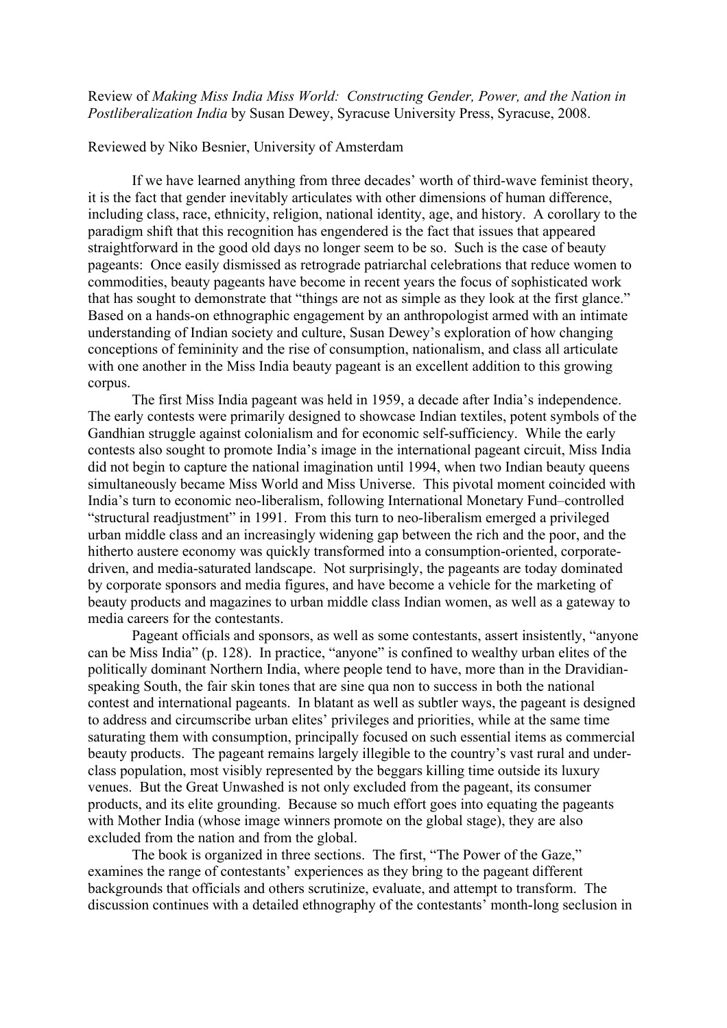Review of *Making Miss India Miss World: Constructing Gender, Power, and the Nation in Postliberalization India* by Susan Dewey, Syracuse University Press, Syracuse, 2008.

Reviewed by Niko Besnier, University of Amsterdam

If we have learned anything from three decades' worth of third-wave feminist theory, it is the fact that gender inevitably articulates with other dimensions of human difference, including class, race, ethnicity, religion, national identity, age, and history. A corollary to the paradigm shift that this recognition has engendered is the fact that issues that appeared straightforward in the good old days no longer seem to be so. Such is the case of beauty pageants: Once easily dismissed as retrograde patriarchal celebrations that reduce women to commodities, beauty pageants have become in recent years the focus of sophisticated work that has sought to demonstrate that "things are not as simple as they look at the first glance." Based on a hands-on ethnographic engagement by an anthropologist armed with an intimate understanding of Indian society and culture, Susan Dewey's exploration of how changing conceptions of femininity and the rise of consumption, nationalism, and class all articulate with one another in the Miss India beauty pageant is an excellent addition to this growing corpus.

The first Miss India pageant was held in 1959, a decade after India's independence. The early contests were primarily designed to showcase Indian textiles, potent symbols of the Gandhian struggle against colonialism and for economic self-sufficiency. While the early contests also sought to promote India's image in the international pageant circuit, Miss India did not begin to capture the national imagination until 1994, when two Indian beauty queens simultaneously became Miss World and Miss Universe. This pivotal moment coincided with India's turn to economic neo-liberalism, following International Monetary Fund–controlled "structural readjustment" in 1991. From this turn to neo-liberalism emerged a privileged urban middle class and an increasingly widening gap between the rich and the poor, and the hitherto austere economy was quickly transformed into a consumption-oriented, corporate-driven, and media-saturated landscape. Not surprisingly, the pageants are today dominated by corporate sponsors and media figures, and have become a vehicle for the marketing of beauty products and magazines to urban middle class Indian women, as well as a gateway to media careers for the contestants.

Pageant officials and sponsors, as well as some contestants, assert insistently, "anyone can be Miss India" (p. 128). In practice, "anyone" is confined to wealthy urban elites of the politically dominant Northern India, where people tend to have, more than in the Dravidian-speaking South, the fair skin tones that are sine qua non to success in both the national contest and international pageants. In blatant as well as subtler ways, the pageant is designed to address and circumscribe urban elites' privileges and priorities, while at the same time saturating them with consumption, principally focused on such essential items as commercial beauty products. The pageant remains largely illegible to the country's vast rural and under-class population, most visibly represented by the beggars killing time outside its luxury venues. But the Great Unwashed is not only excluded from the pageant, its consumer products, and its elite grounding. Because so much effort goes into equating the pageants with Mother India (whose image winners promote on the global stage), they are also excluded from the nation and from the global.

The book is organized in three sections. The first, "The Power of the Gaze," examines the range of contestants' experiences as they bring to the pageant different backgrounds that officials and others scrutinize, evaluate, and attempt to transform. The discussion continues with a detailed ethnography of the contestants' month-long seclusion in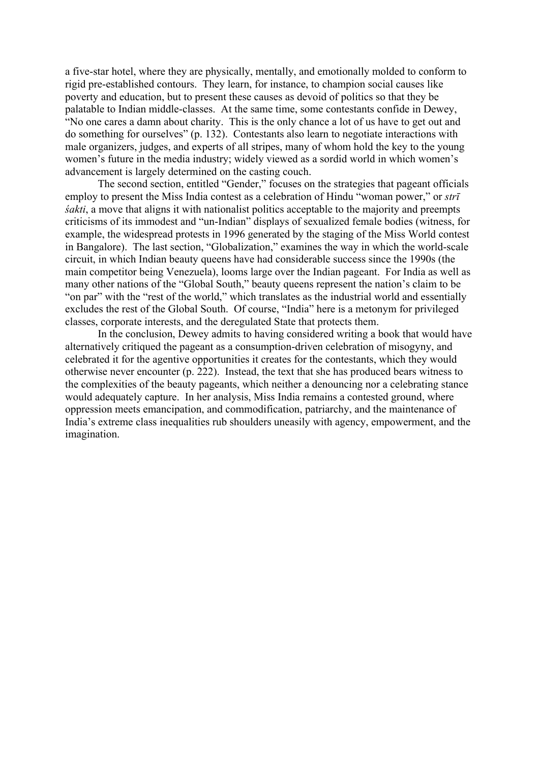a five-star hotel, where they are physically, mentally, and emotionally molded to conform to rigid pre-established contours. They learn, for instance, to champion social causes like poverty and education, but to present these causes as devoid of politics so that they be palatable to Indian middle-classes. At the same time, some contestants confide in Dewey, "No one cares a damn about charity. This is the only chance a lot of us have to get out and do something for ourselves" (p. 132). Contestants also learn to negotiate interactions with male organizers, judges, and experts of all stripes, many of whom hold the key to the young women's future in the media industry; widely viewed as a sordid world in which women's advancement is largely determined on the casting couch.

The second section, entitled "Gender," focuses on the strategies that pageant officials employ to present the Miss India contest as a celebration of Hindu "woman power," or *strī śakti*, a move that aligns it with nationalist politics acceptable to the majority and preempts criticisms of its immodest and "un-Indian" displays of sexualized female bodies (witness, for example, the widespread protests in 1996 generated by the staging of the Miss World contest in Bangalore). The last section, "Globalization," examines the way in which the world-scale circuit, in which Indian beauty queens have had considerable success since the 1990s (the main competitor being Venezuela), looms large over the Indian pageant. For India as well as many other nations of the "Global South," beauty queens represent the nation's claim to be "on par" with the "rest of the world," which translates as the industrial world and essentially excludes the rest of the Global South. Of course, "India" here is a metonym for privileged classes, corporate interests, and the deregulated State that protects them.

In the conclusion, Dewey admits to having considered writing a book that would have alternatively critiqued the pageant as a consumption-driven celebration of misogyny, and celebrated it for the agentive opportunities it creates for the contestants, which they would otherwise never encounter (p. 222). Instead, the text that she has produced bears witness to the complexities of the beauty pageants, which neither a denouncing nor a celebrating stance would adequately capture. In her analysis, Miss India remains a contested ground, where oppression meets emancipation, and commodification, patriarchy, and the maintenance of India's extreme class inequalities rub shoulders uneasily with agency, empowerment, and the imagination.